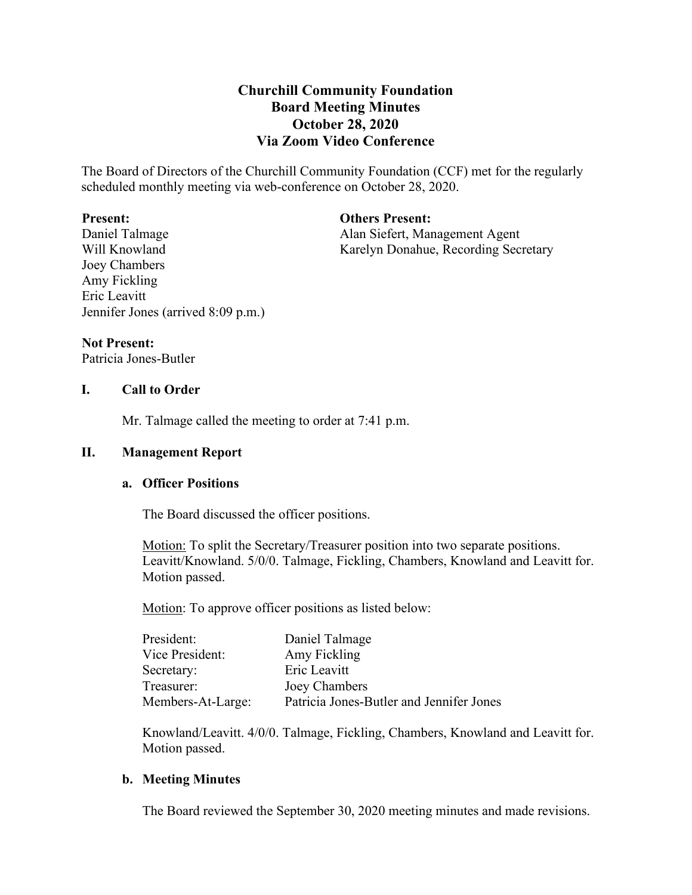# Churchill Community Foundation
## Board Meeting Minutes
## October 28, 2020
## Via Zoom Video Conference

The Board of Directors of the Churchill Community Foundation (CCF) met for the regularly scheduled monthly meeting via web-conference on October 28, 2020.

**Present:**
Daniel Talmage
Will Knowland
Joey Chambers
Amy Fickling
Eric Leavitt
Jennifer Jones (arrived 8:09 p.m.)

**Others Present:**
Alan Siefert, Management Agent
Karelyn Donahue, Recording Secretary

**Not Present:**
Patricia Jones-Butler

### I. Call to Order

Mr. Talmage called the meeting to order at 7:41 p.m.

### II. Management Report

#### a. Officer Positions

The Board discussed the officer positions.

Motion: To split the Secretary/Treasurer position into two separate positions. Leavitt/Knowland. 5/0/0. Talmage, Fickling, Chambers, Knowland and Leavitt for. Motion passed.

Motion: To approve officer positions as listed below:

| | |
|---|---|
| President: | Daniel Talmage |
| Vice President: | Amy Fickling |
| Secretary: | Eric Leavitt |
| Treasurer: | Joey Chambers |
| Members-At-Large: | Patricia Jones-Butler and Jennifer Jones |

Knowland/Leavitt. 4/0/0. Talmage, Fickling, Chambers, Knowland and Leavitt for. Motion passed.

#### b. Meeting Minutes

The Board reviewed the September 30, 2020 meeting minutes and made revisions.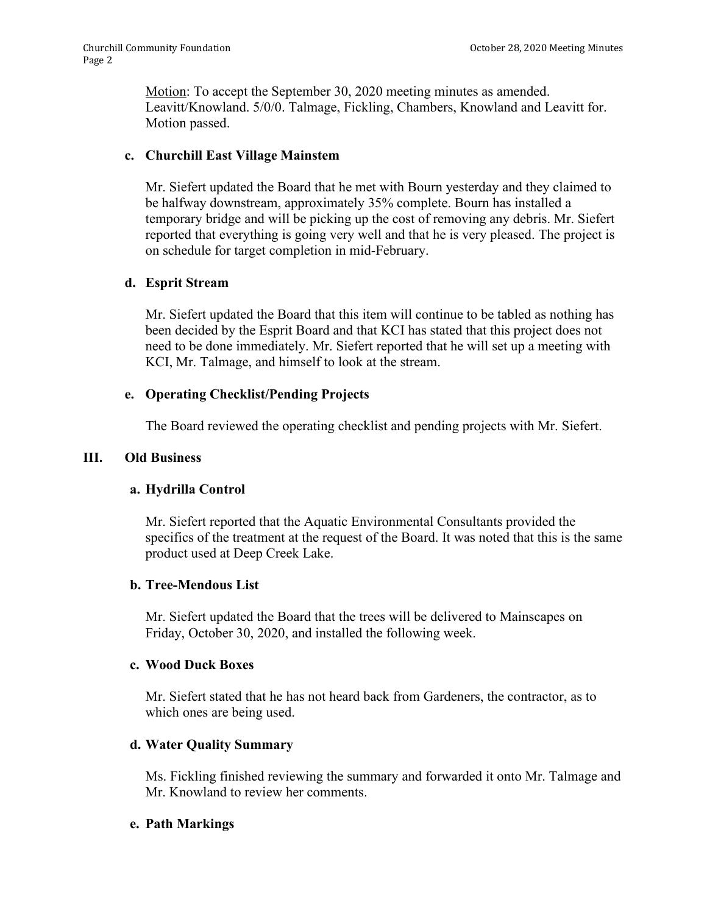Motion: To accept the September 30, 2020 meeting minutes as amended. Leavitt/Knowland. 5/0/0. Talmage, Fickling, Chambers, Knowland and Leavitt for. Motion passed.

**c. Churchill East Village Mainstem**

Mr. Siefert updated the Board that he met with Bourn yesterday and they claimed to be halfway downstream, approximately 35% complete. Bourn has installed a temporary bridge and will be picking up the cost of removing any debris. Mr. Siefert reported that everything is going very well and that he is very pleased. The project is on schedule for target completion in mid-February.

**d. Esprit Stream**

Mr. Siefert updated the Board that this item will continue to be tabled as nothing has been decided by the Esprit Board and that KCI has stated that this project does not need to be done immediately. Mr. Siefert reported that he will set up a meeting with KCI, Mr. Talmage, and himself to look at the stream.

**e. Operating Checklist/Pending Projects**

The Board reviewed the operating checklist and pending projects with Mr. Siefert.

## III. Old Business

**a. Hydrilla Control**

Mr. Siefert reported that the Aquatic Environmental Consultants provided the specifics of the treatment at the request of the Board. It was noted that this is the same product used at Deep Creek Lake.

**b. Tree-Mendous List**

Mr. Siefert updated the Board that the trees will be delivered to Mainscapes on Friday, October 30, 2020, and installed the following week.

**c. Wood Duck Boxes**

Mr. Siefert stated that he has not heard back from Gardeners, the contractor, as to which ones are being used.

**d. Water Quality Summary**

Ms. Fickling finished reviewing the summary and forwarded it onto Mr. Talmage and Mr. Knowland to review her comments.

**e. Path Markings**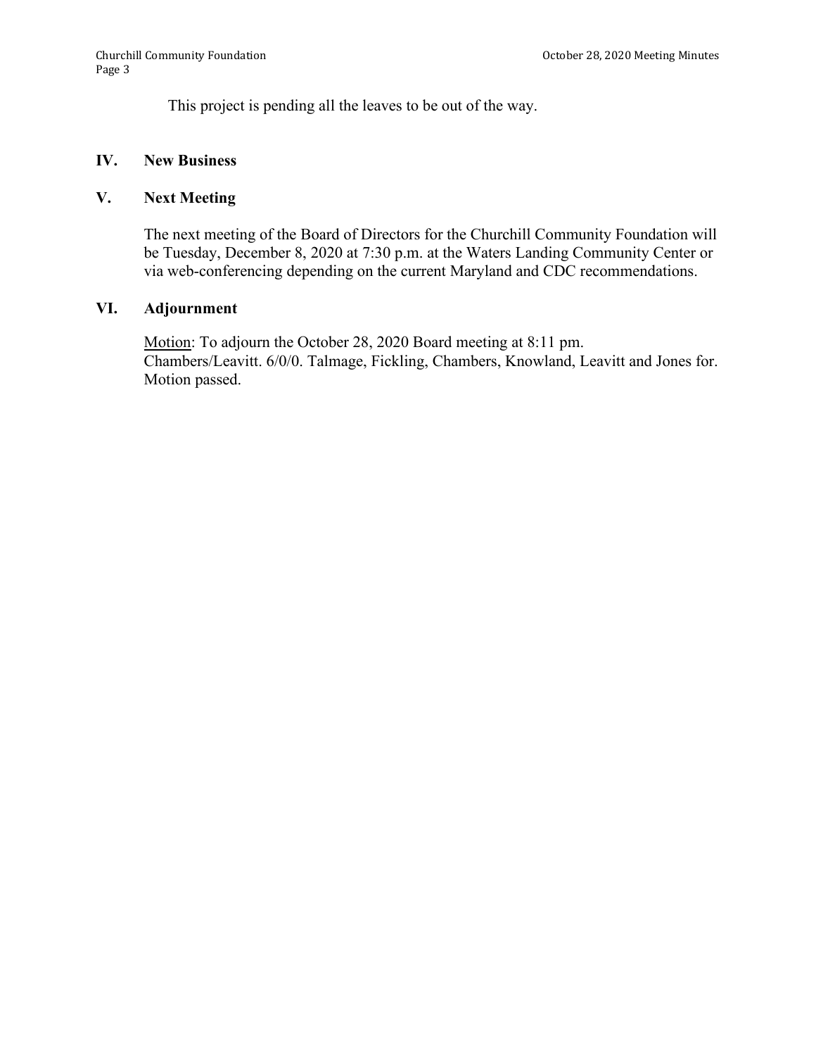This project is pending all the leaves to be out of the way.

## IV. New Business

## V. Next Meeting

The next meeting of the Board of Directors for the Churchill Community Foundation will be Tuesday, December 8, 2020 at 7:30 p.m. at the Waters Landing Community Center or via web-conferencing depending on the current Maryland and CDC recommendations.

## VI. Adjournment

<u>Motion</u>: To adjourn the October 28, 2020 Board meeting at 8:11 pm. Chambers/Leavitt. 6/0/0. Talmage, Fickling, Chambers, Knowland, Leavitt and Jones for. Motion passed.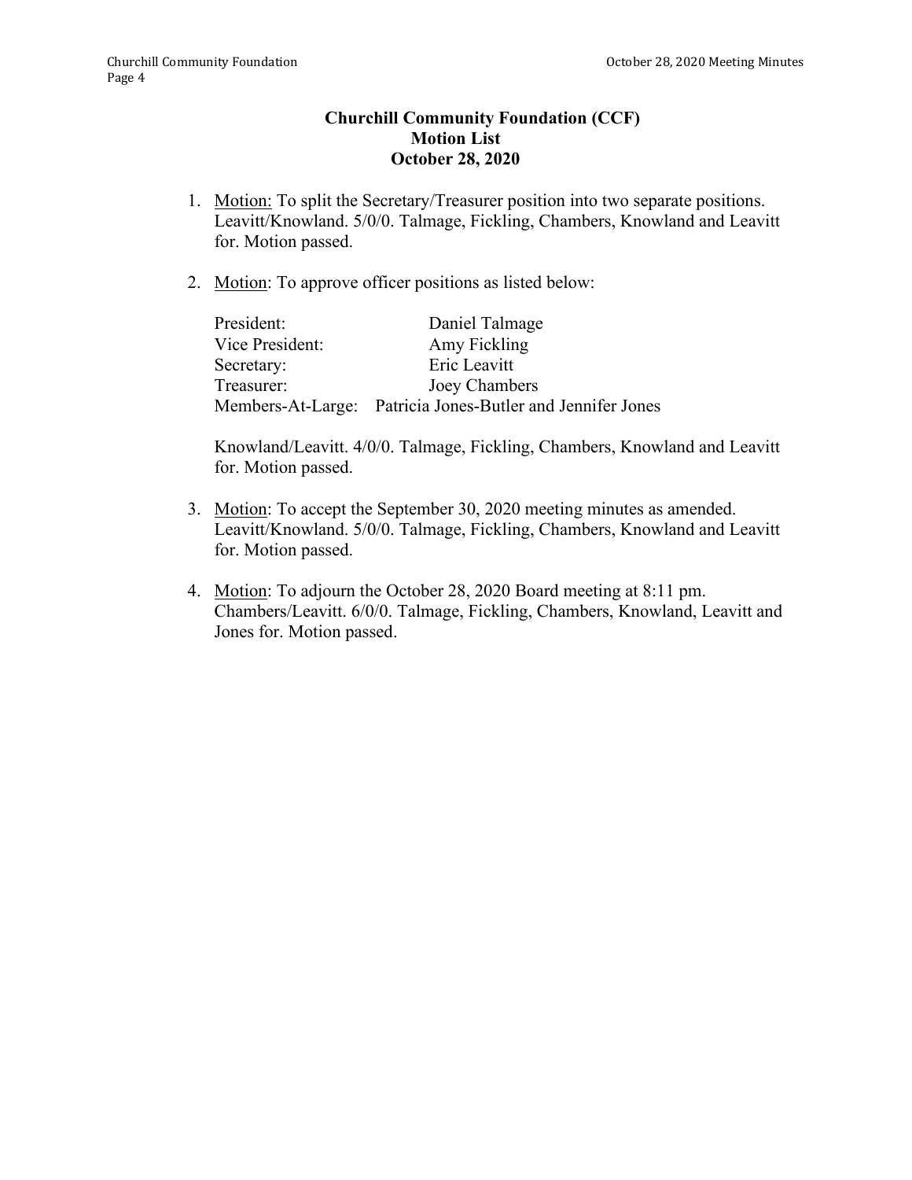**Churchill Community Foundation (CCF)**
**Motion List**
**October 28, 2020**

1. Motion: To split the Secretary/Treasurer position into two separate positions. Leavitt/Knowland. 5/0/0. Talmage, Fickling, Chambers, Knowland and Leavitt for. Motion passed.

2. Motion: To approve officer positions as listed below:

   President: Daniel Talmage
   Vice President: Amy Fickling
   Secretary: Eric Leavitt
   Treasurer: Joey Chambers
   Members-At-Large: Patricia Jones-Butler and Jennifer Jones

   Knowland/Leavitt. 4/0/0. Talmage, Fickling, Chambers, Knowland and Leavitt for. Motion passed.

3. Motion: To accept the September 30, 2020 meeting minutes as amended. Leavitt/Knowland. 5/0/0. Talmage, Fickling, Chambers, Knowland and Leavitt for. Motion passed.

4. Motion: To adjourn the October 28, 2020 Board meeting at 8:11 pm. Chambers/Leavitt. 6/0/0. Talmage, Fickling, Chambers, Knowland, Leavitt and Jones for. Motion passed.